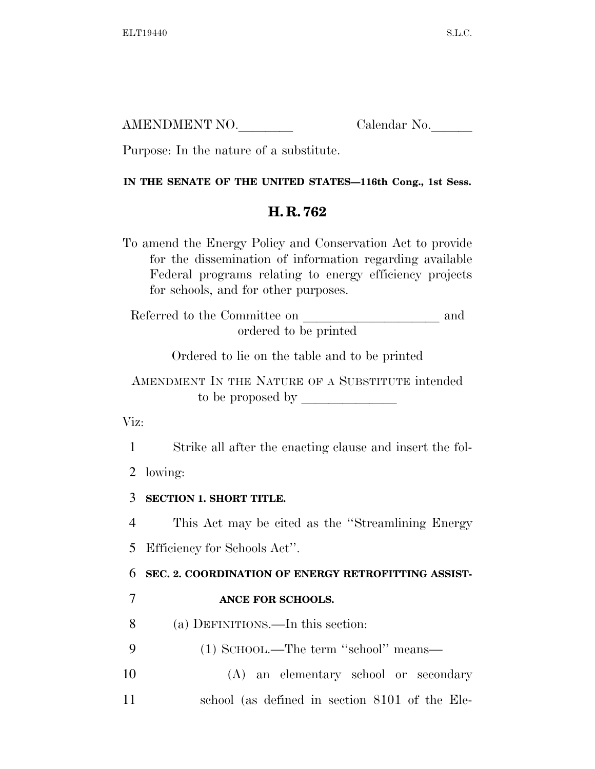AMENDMENT NO.________ Calendar No.______

Purpose: In the nature of a substitute.

**IN THE SENATE OF THE UNITED STATES—116th Cong., 1st Sess.**

# H. R. 762

To amend the Energy Policy and Conservation Act to provide for the dissemination of information regarding available Federal programs relating to energy efficiency projects for schools, and for other purposes.

Referred to the Committee on ____________________ and ordered to be printed

Ordered to lie on the table and to be printed

AMENDMENT IN THE NATURE OF A SUBSTITUTE intended to be proposed by ______________

Viz:

Strike all after the enacting clause and insert the following:

**SECTION 1. SHORT TITLE.**

This Act may be cited as the ''Streamlining Energy Efficiency for Schools Act''.

**SEC. 2. COORDINATION OF ENERGY RETROFITTING ASSISTANCE FOR SCHOOLS.**

(a) DEFINITIONS.—In this section:

(1) SCHOOL.—The term ''school'' means—

(A) an elementary school or secondary school (as defined in section 8101 of the Ele-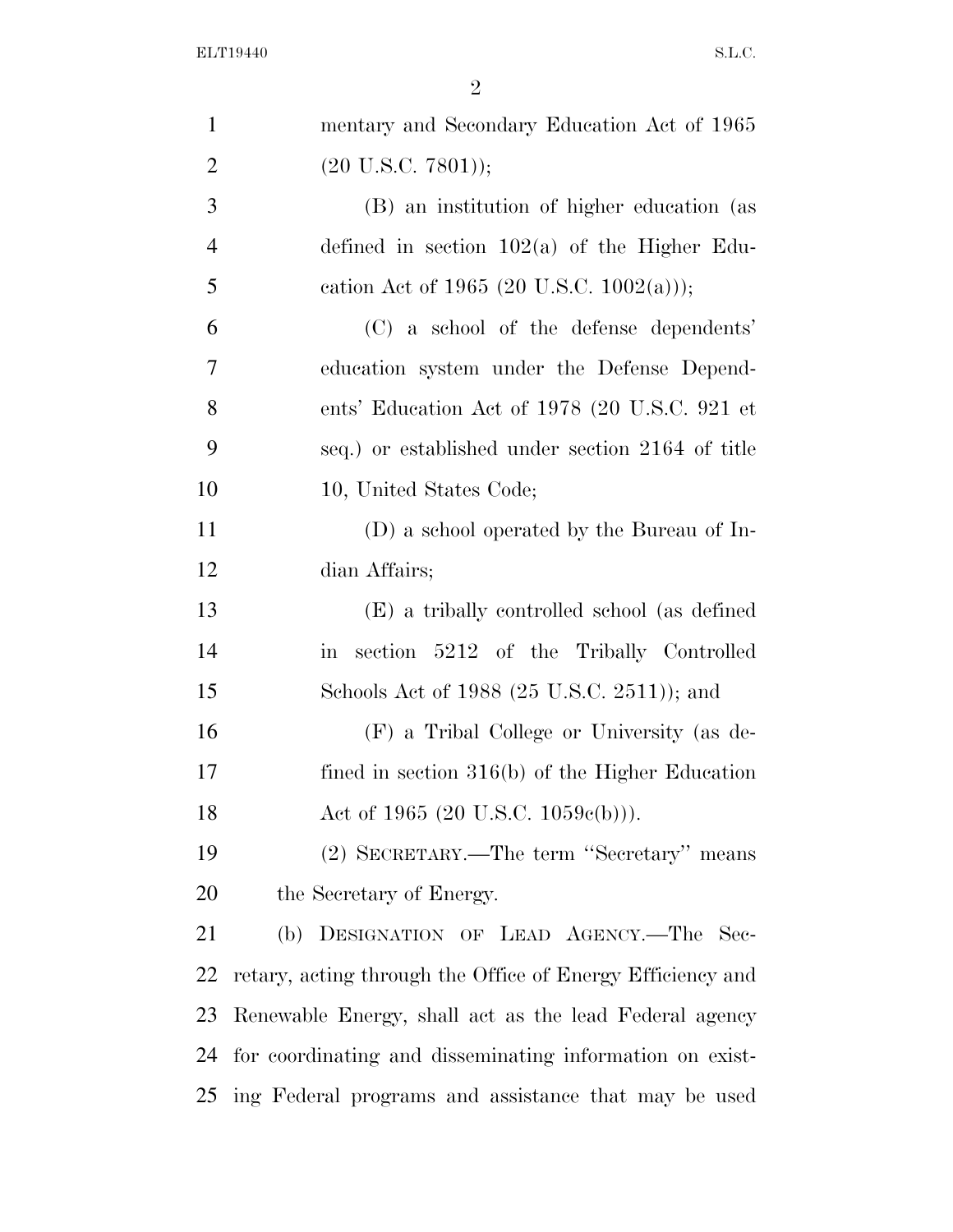mentary and Secondary Education Act of 1965 (20 U.S.C. 7801));

(B) an institution of higher education (as defined in section 102(a) of the Higher Education Act of 1965 (20 U.S.C. 1002(a)));

(C) a school of the defense dependents' education system under the Defense Dependents' Education Act of 1978 (20 U.S.C. 921 et seq.) or established under section 2164 of title 10, United States Code;

(D) a school operated by the Bureau of Indian Affairs;

(E) a tribally controlled school (as defined in section 5212 of the Tribally Controlled Schools Act of 1988 (25 U.S.C. 2511)); and

(F) a Tribal College or University (as defined in section 316(b) of the Higher Education Act of 1965 (20 U.S.C. 1059c(b))).

(2) SECRETARY.—The term "Secretary" means the Secretary of Energy.

(b) DESIGNATION OF LEAD AGENCY.—The Secretary, acting through the Office of Energy Efficiency and Renewable Energy, shall act as the lead Federal agency for coordinating and disseminating information on existing Federal programs and assistance that may be used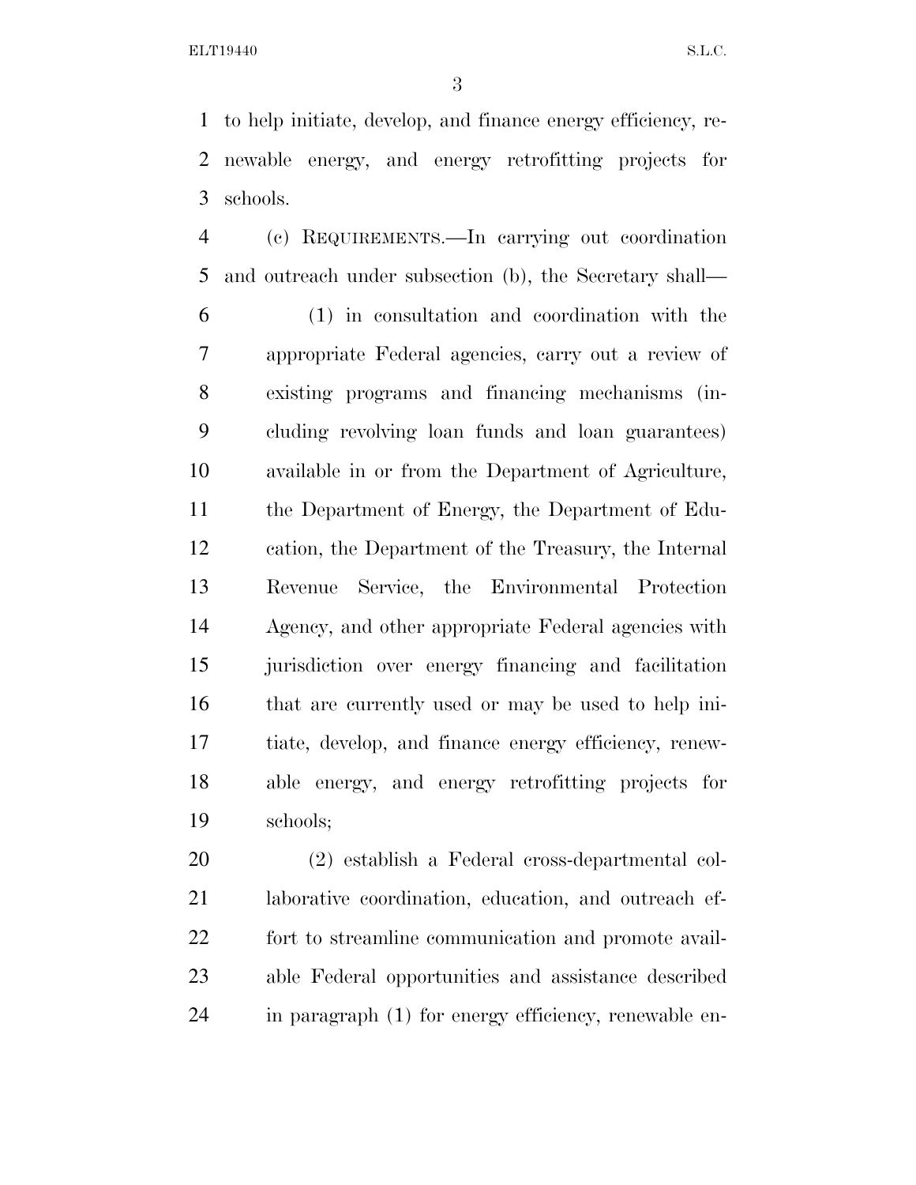to help initiate, develop, and finance energy efficiency, renewable energy, and energy retrofitting projects for schools.

(c) REQUIREMENTS.—In carrying out coordination and outreach under subsection (b), the Secretary shall—

(1) in consultation and coordination with the appropriate Federal agencies, carry out a review of existing programs and financing mechanisms (including revolving loan funds and loan guarantees) available in or from the Department of Agriculture, the Department of Energy, the Department of Education, the Department of the Treasury, the Internal Revenue Service, the Environmental Protection Agency, and other appropriate Federal agencies with jurisdiction over energy financing and facilitation that are currently used or may be used to help initiate, develop, and finance energy efficiency, renewable energy, and energy retrofitting projects for schools;

(2) establish a Federal cross-departmental collaborative coordination, education, and outreach effort to streamline communication and promote available Federal opportunities and assistance described in paragraph (1) for energy efficiency, renewable en-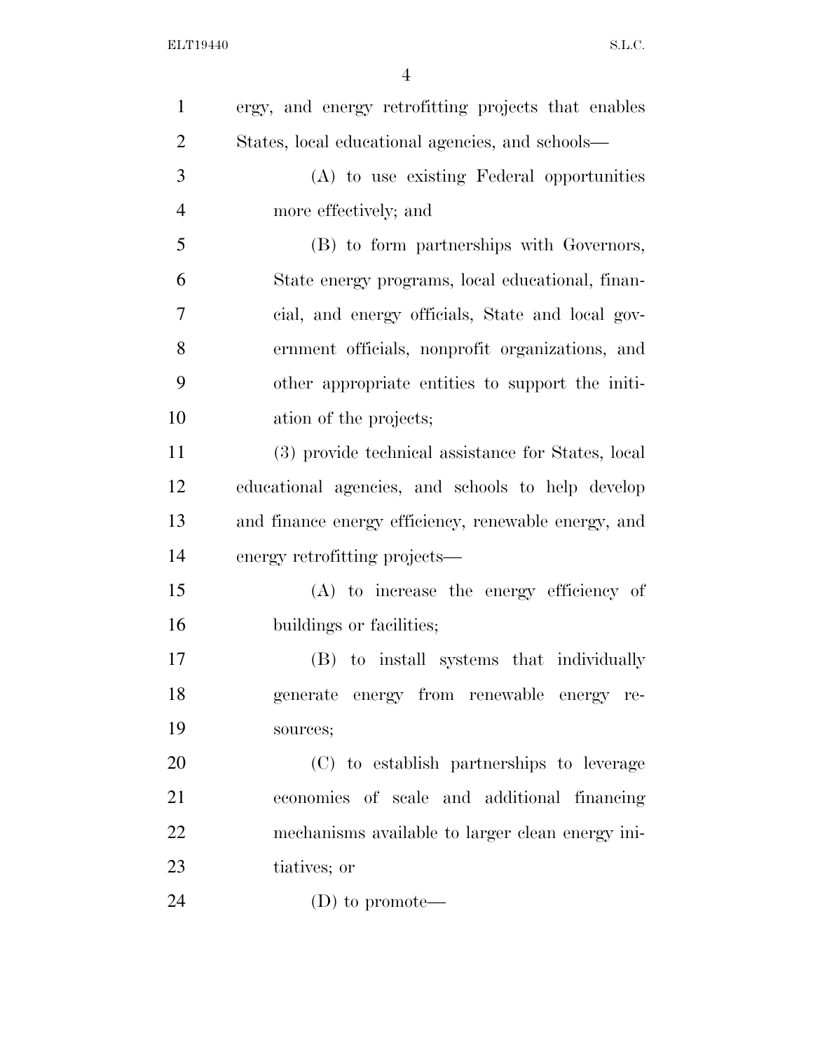ergy, and energy retrofitting projects that enables States, local educational agencies, and schools—

(A) to use existing Federal opportunities more effectively; and

(B) to form partnerships with Governors, State energy programs, local educational, financial, and energy officials, State and local government officials, nonprofit organizations, and other appropriate entities to support the initiation of the projects;

(3) provide technical assistance for States, local educational agencies, and schools to help develop and finance energy efficiency, renewable energy, and energy retrofitting projects—

(A) to increase the energy efficiency of buildings or facilities;

(B) to install systems that individually generate energy from renewable energy resources;

(C) to establish partnerships to leverage economies of scale and additional financing mechanisms available to larger clean energy initiatives; or

(D) to promote—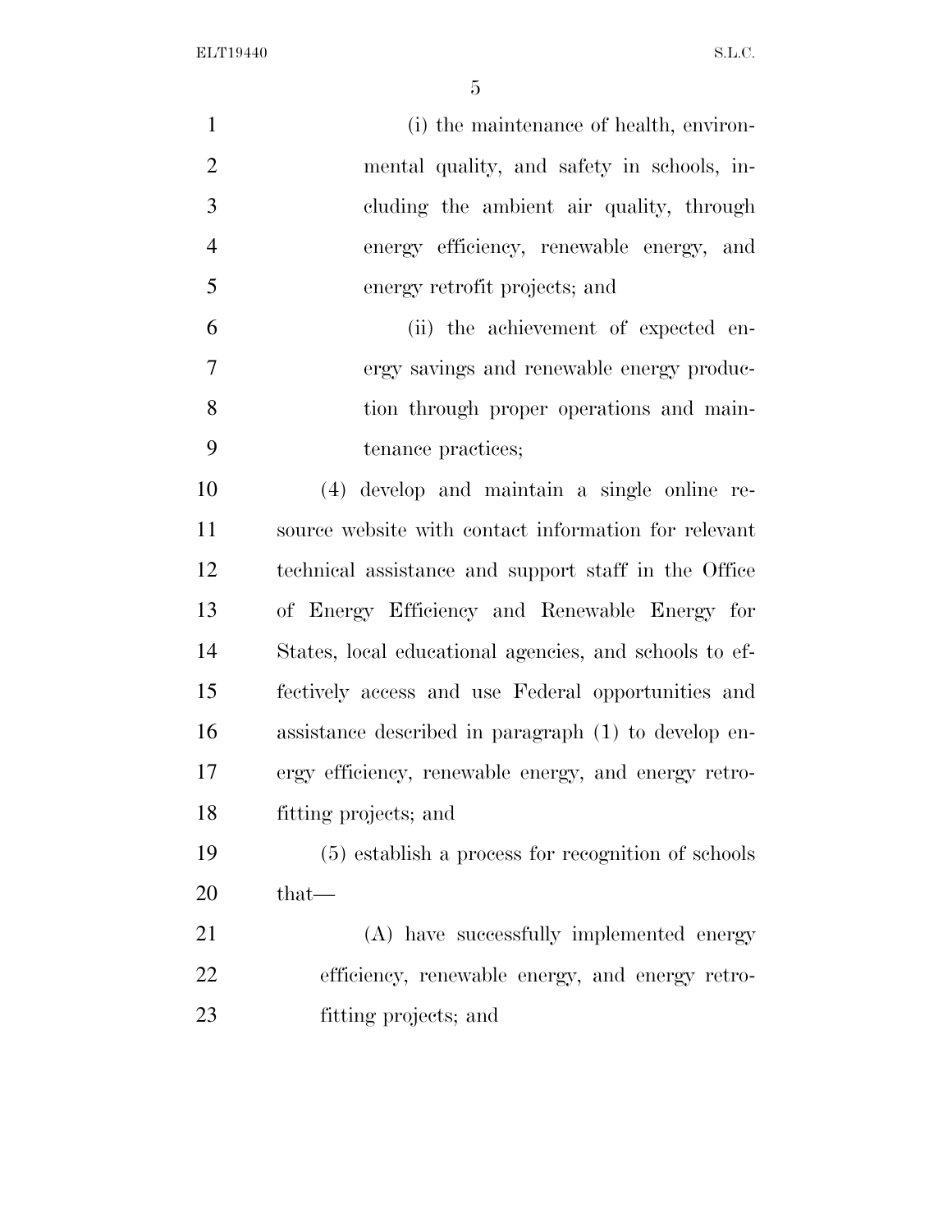(i) the maintenance of health, environmental quality, and safety in schools, including the ambient air quality, through energy efficiency, renewable energy, and energy retrofit projects; and

(ii) the achievement of expected energy savings and renewable energy production through proper operations and maintenance practices;

(4) develop and maintain a single online resource website with contact information for relevant technical assistance and support staff in the Office of Energy Efficiency and Renewable Energy for States, local educational agencies, and schools to effectively access and use Federal opportunities and assistance described in paragraph (1) to develop energy efficiency, renewable energy, and energy retrofitting projects; and

(5) establish a process for recognition of schools that—

(A) have successfully implemented energy efficiency, renewable energy, and energy retrofitting projects; and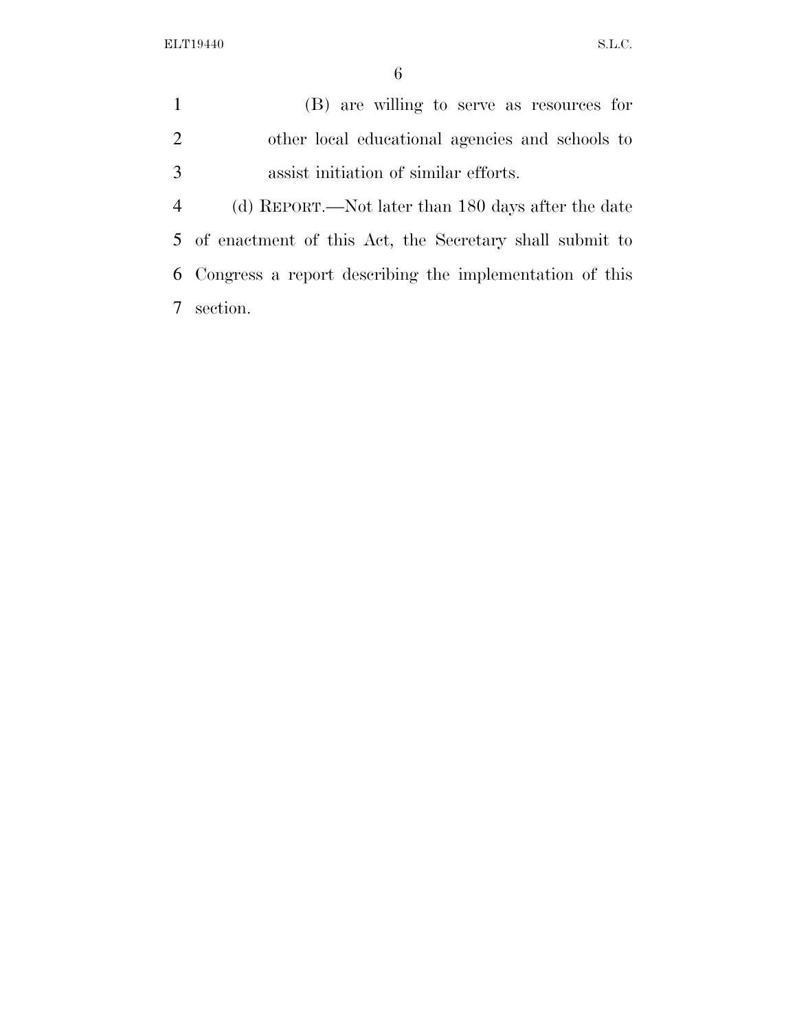(B) are willing to serve as resources for other local educational agencies and schools to assist initiation of similar efforts.

(d) REPORT.—Not later than 180 days after the date of enactment of this Act, the Secretary shall submit to Congress a report describing the implementation of this section.